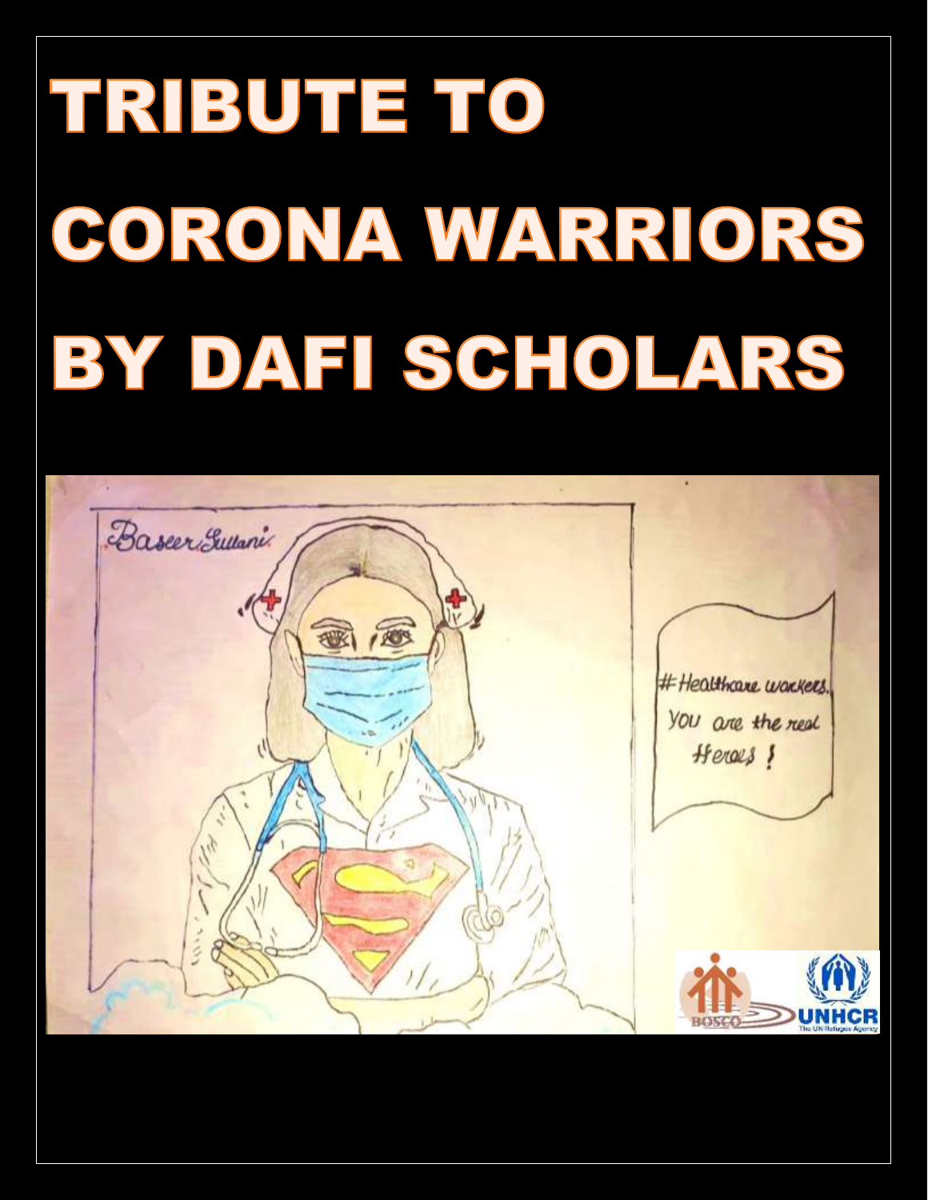# TRIBUTE TO CORONA WARRIORS BY DAFI SCHOLARS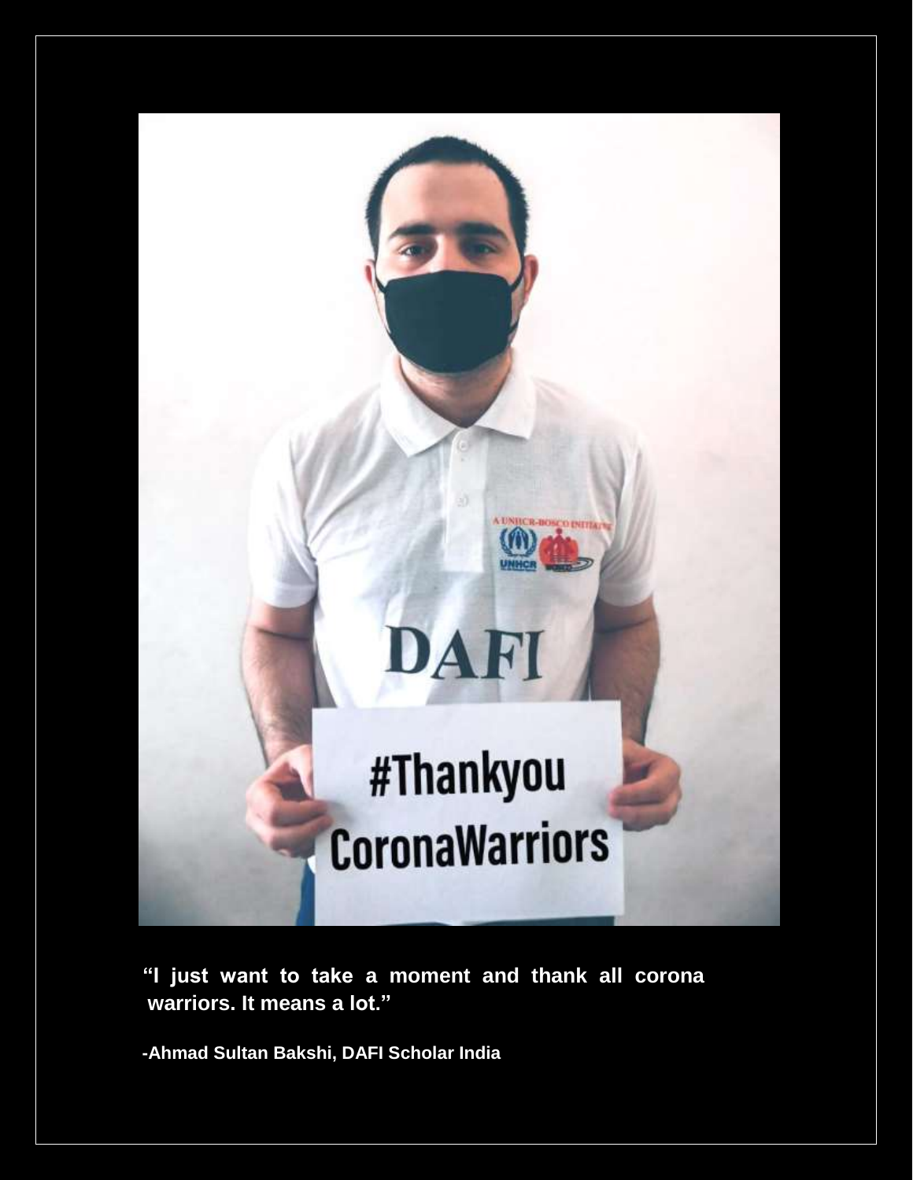"I just want to take a moment and thank all corona warriors. It means a lot."

-Ahmad Sultan Bakshi, DAFI Scholar India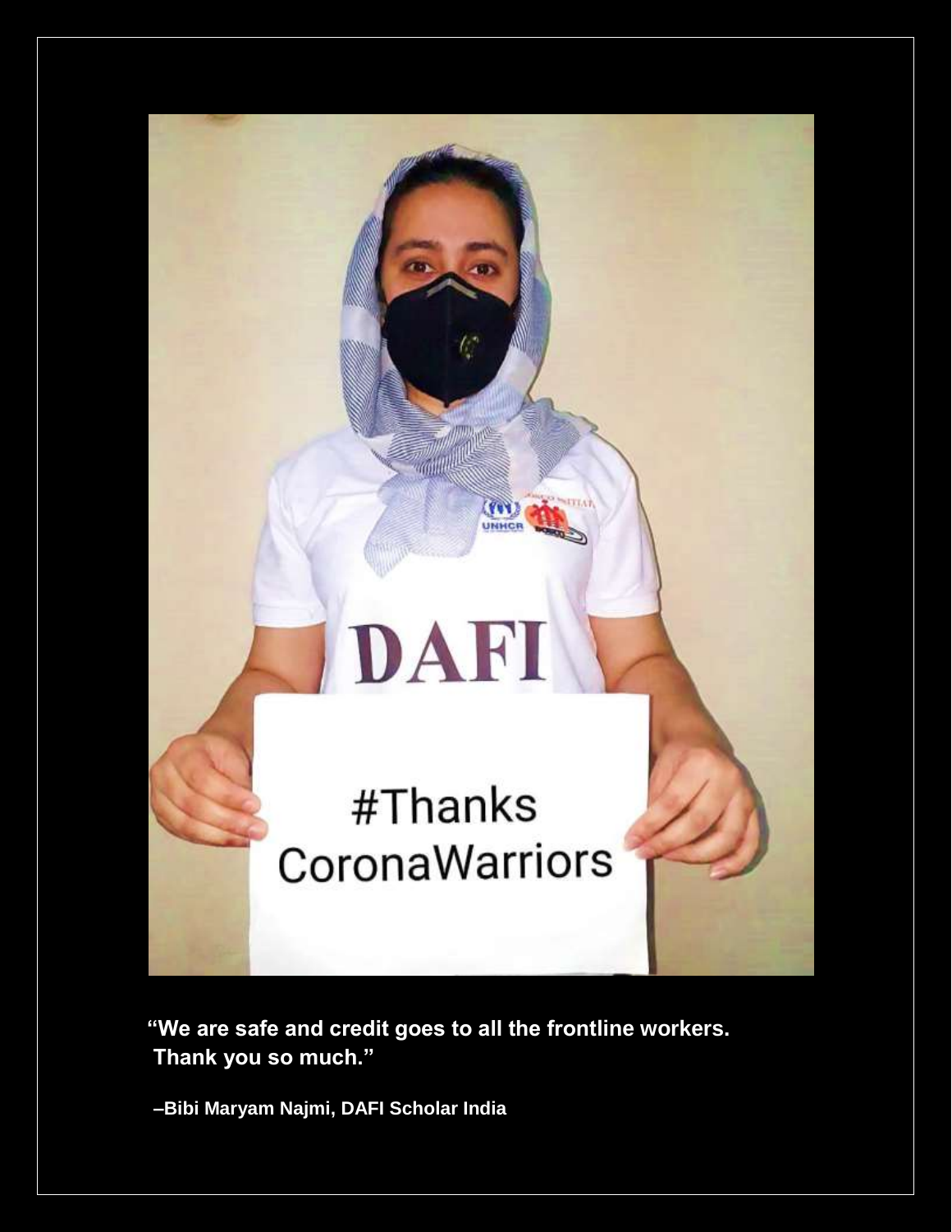"We are safe and credit goes to all the frontline workers. Thank you so much."

–Bibi Maryam Najmi, DAFI Scholar India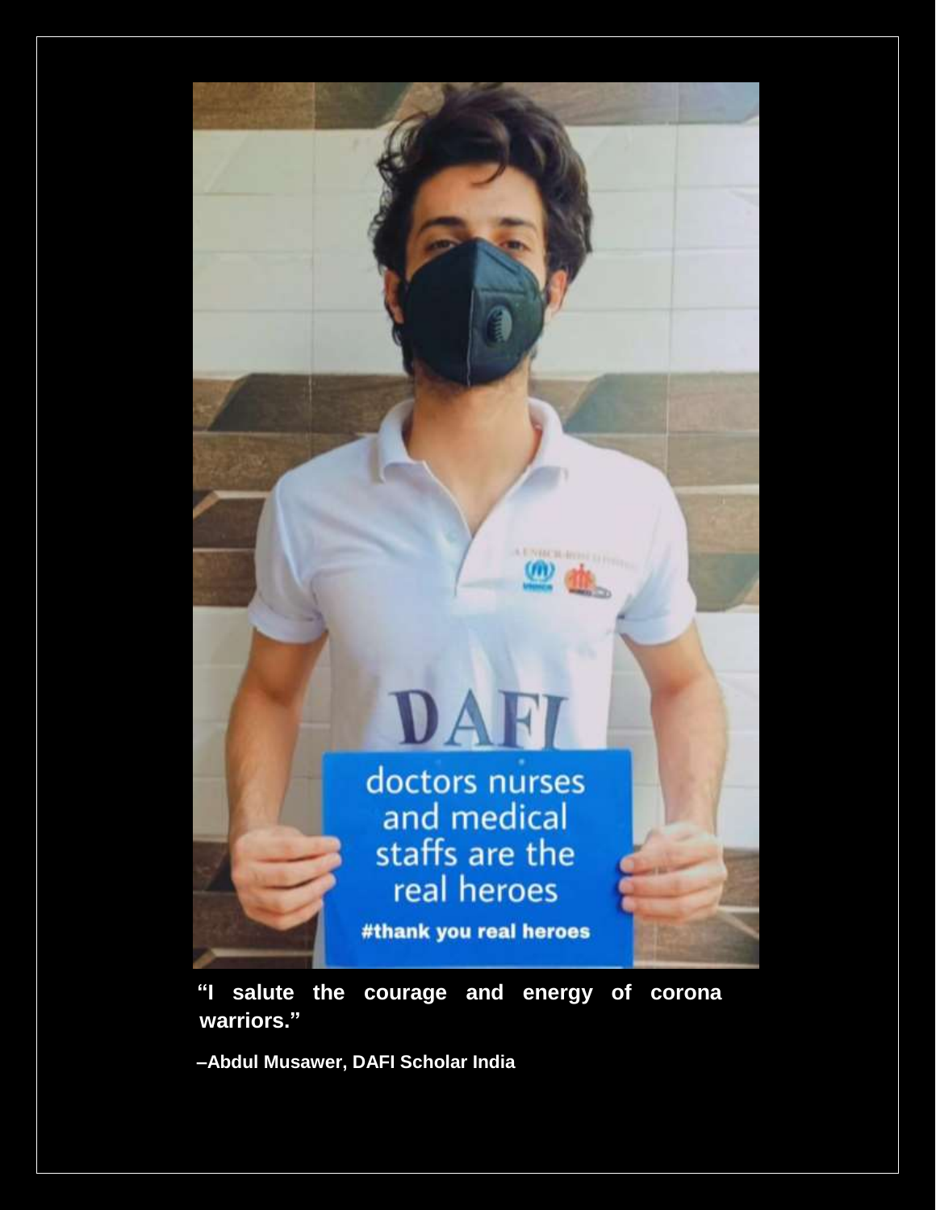"I salute the courage and energy of corona warriors."

–Abdul Musawer, DAFI Scholar India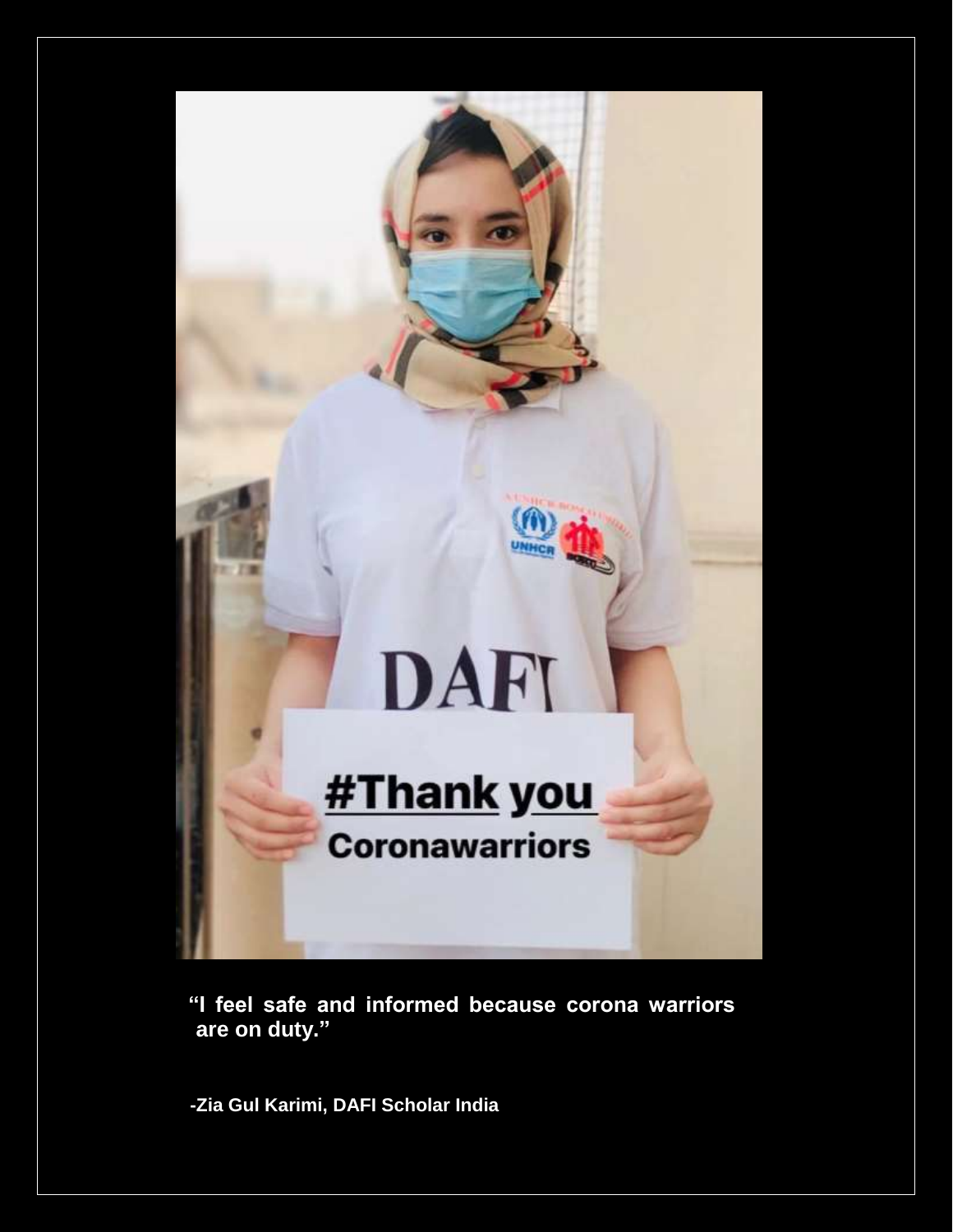"I feel safe and informed because corona warriors are on duty."

-Zia Gul Karimi, DAFI Scholar India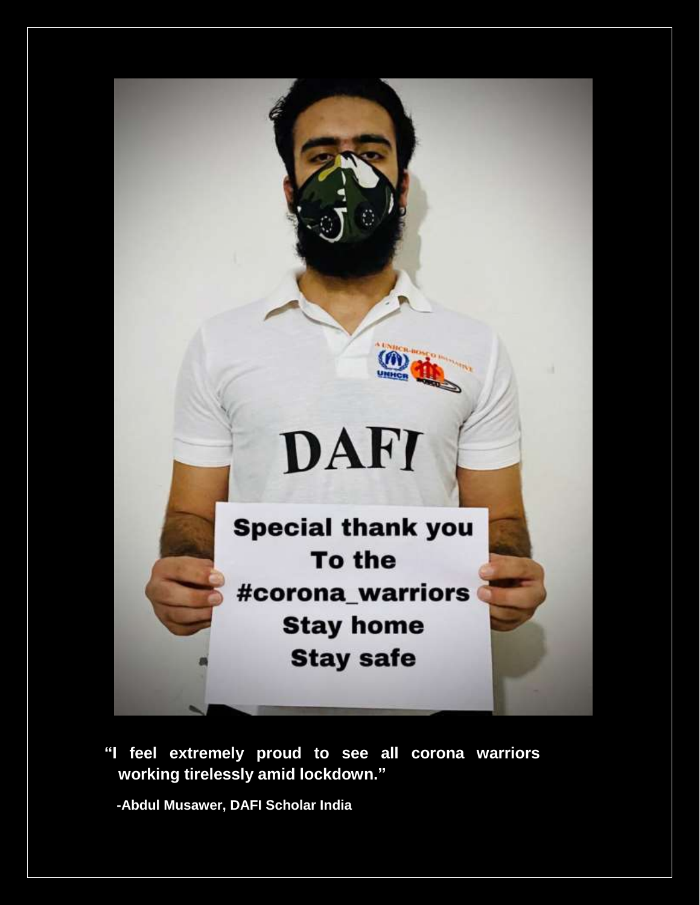"I feel extremely proud to see all corona warriors working tirelessly amid lockdown."

-Abdul Musawer, DAFI Scholar India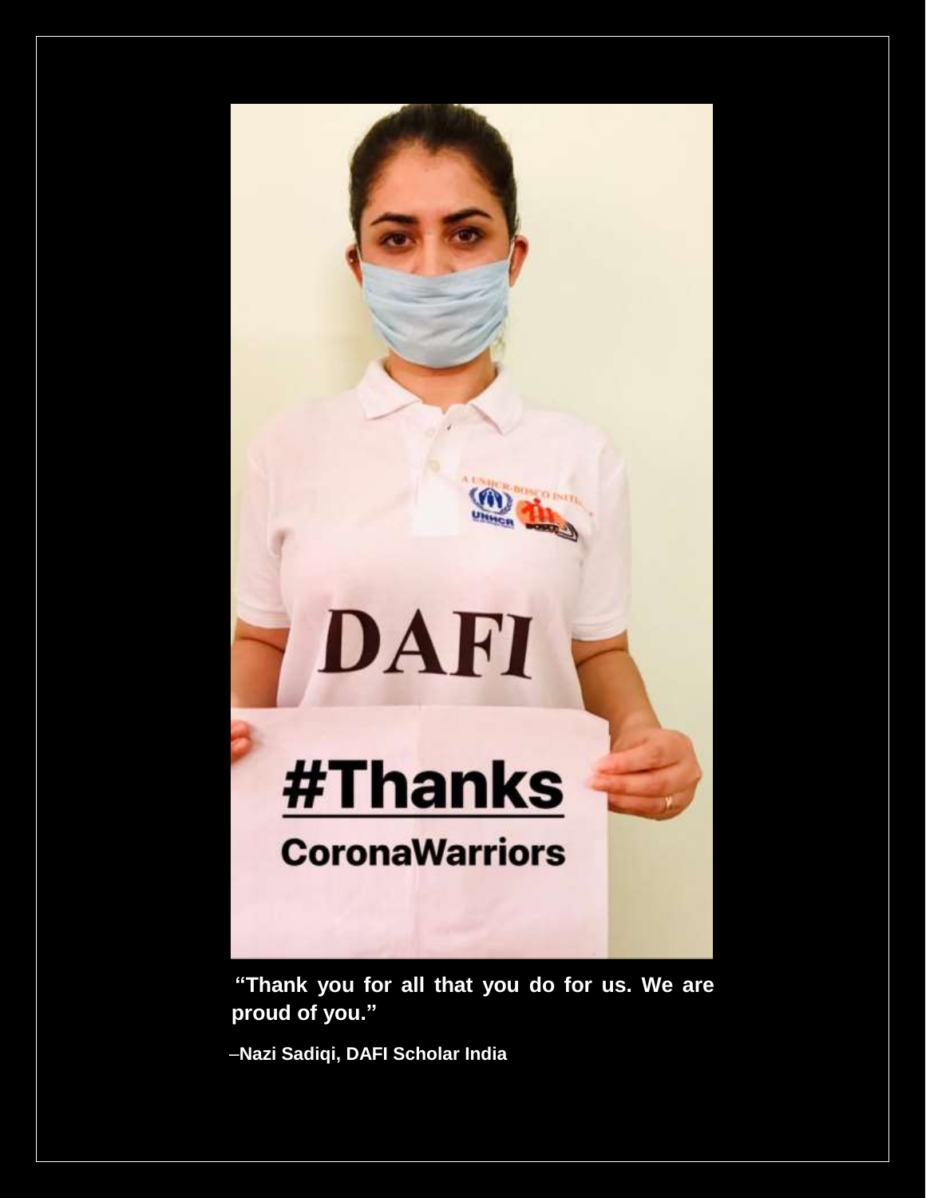**"Thank you for all that you do for us. We are proud of you."**

–**Nazi Sadiqi, DAFI Scholar India**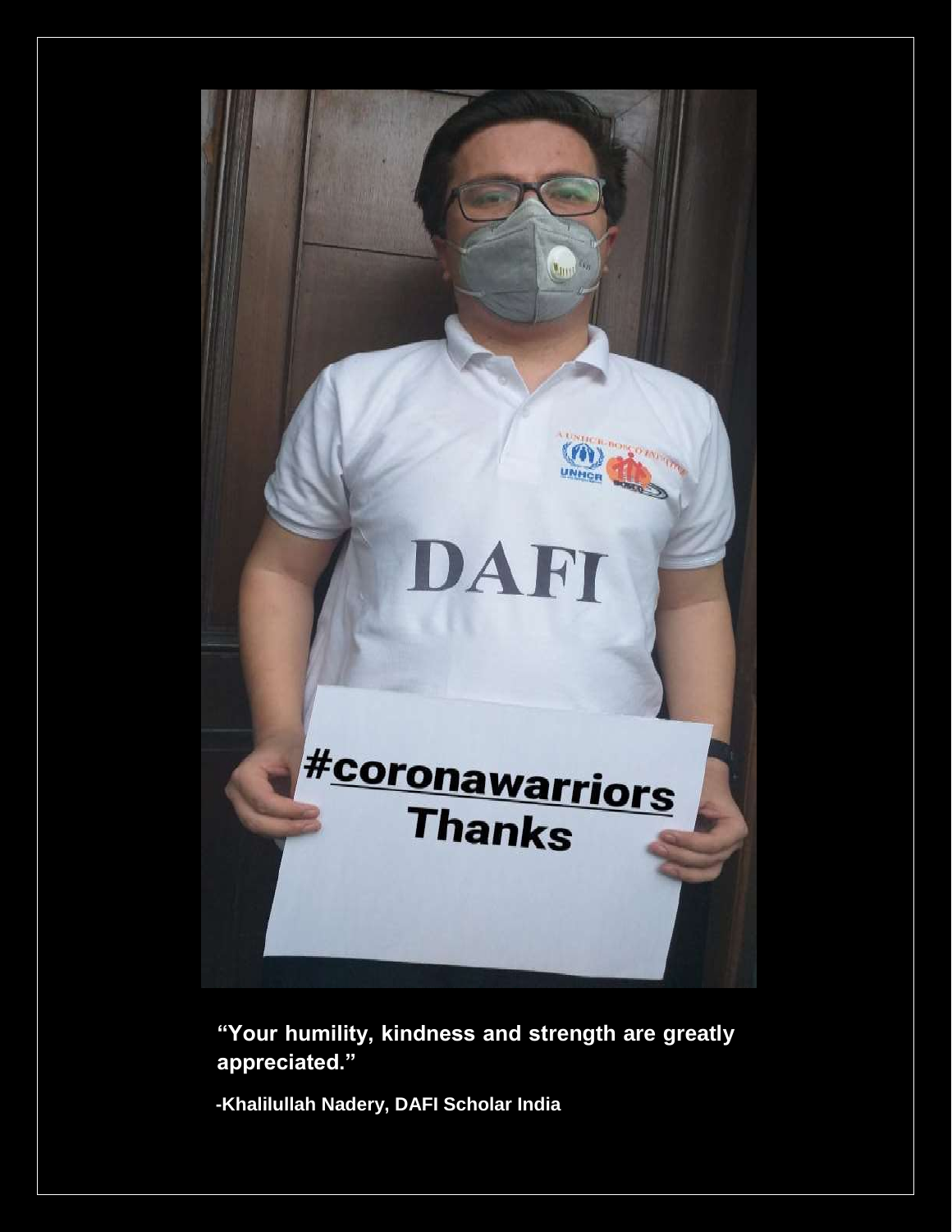**"Your humility, kindness and strength are greatly appreciated."**

**-Khalilullah Nadery, DAFI Scholar India**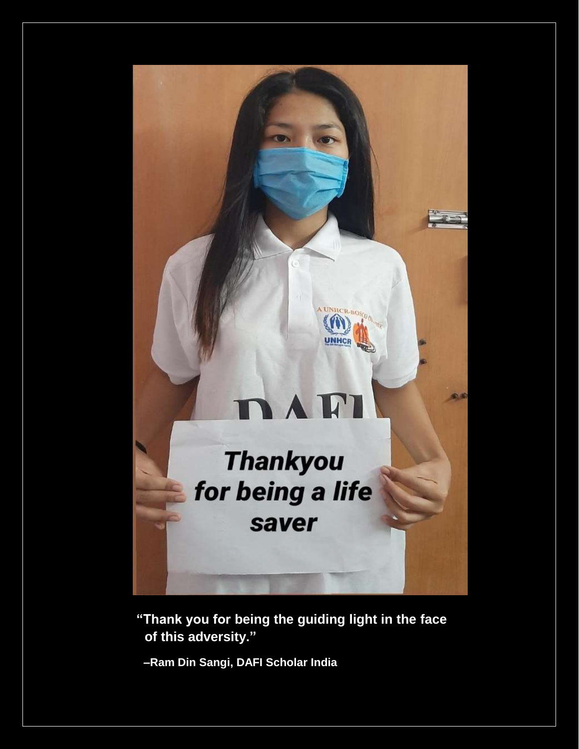"Thank you for being the guiding light in the face of this adversity."

–Ram Din Sangi, DAFI Scholar India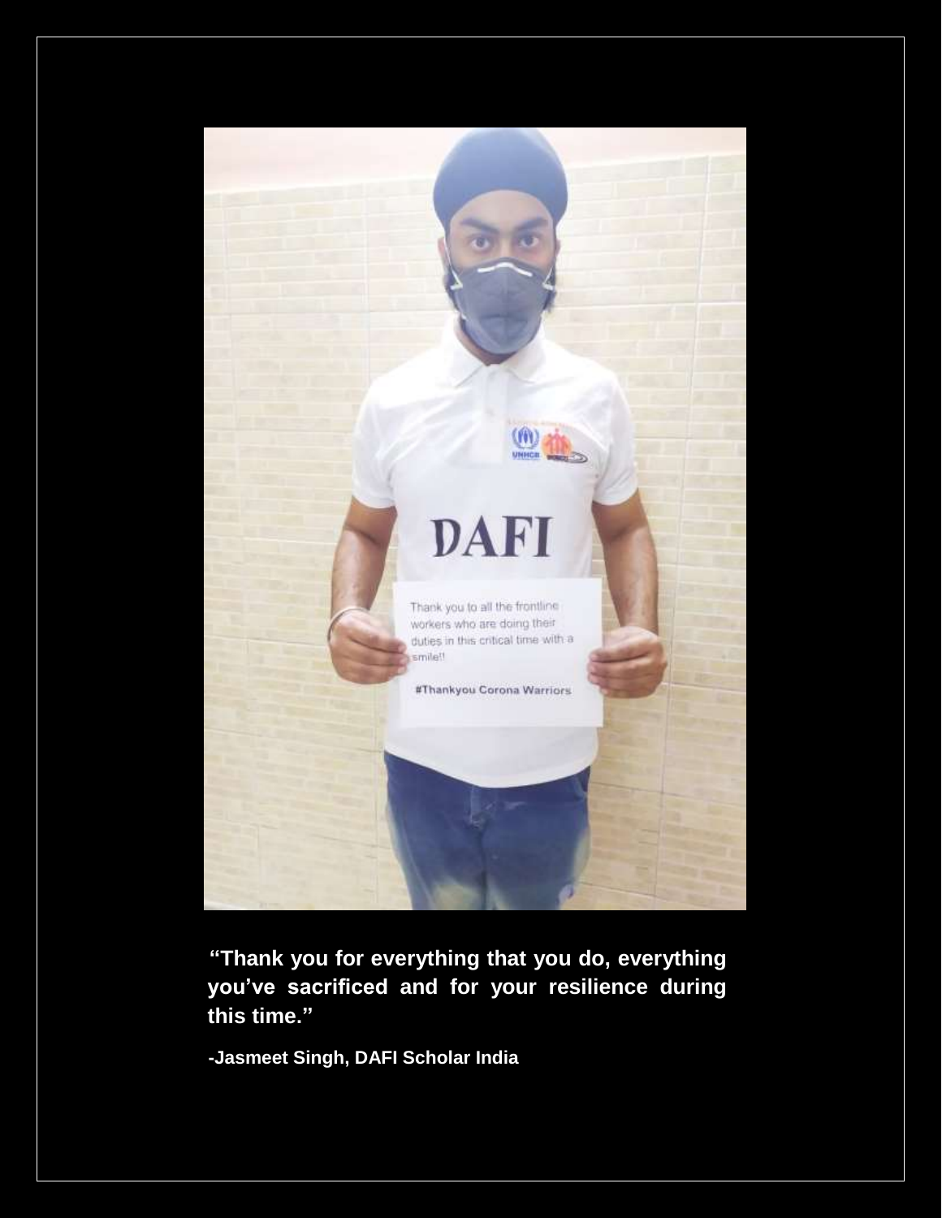**"Thank you for everything that you do, everything you've sacrificed and for your resilience during this time."**

**-Jasmeet Singh, DAFI Scholar India**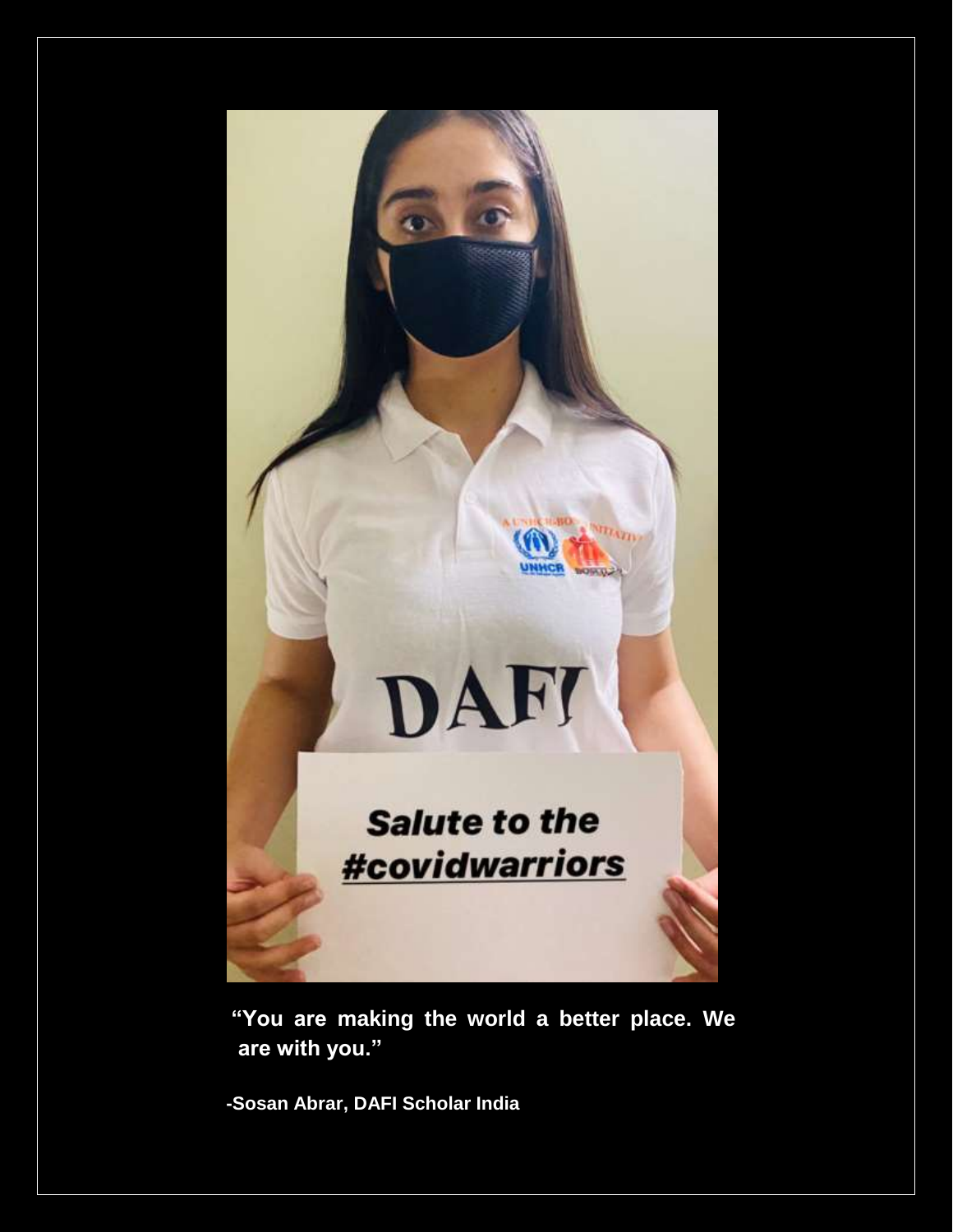"You are making the world a better place. We are with you."

-Sosan Abrar, DAFI Scholar India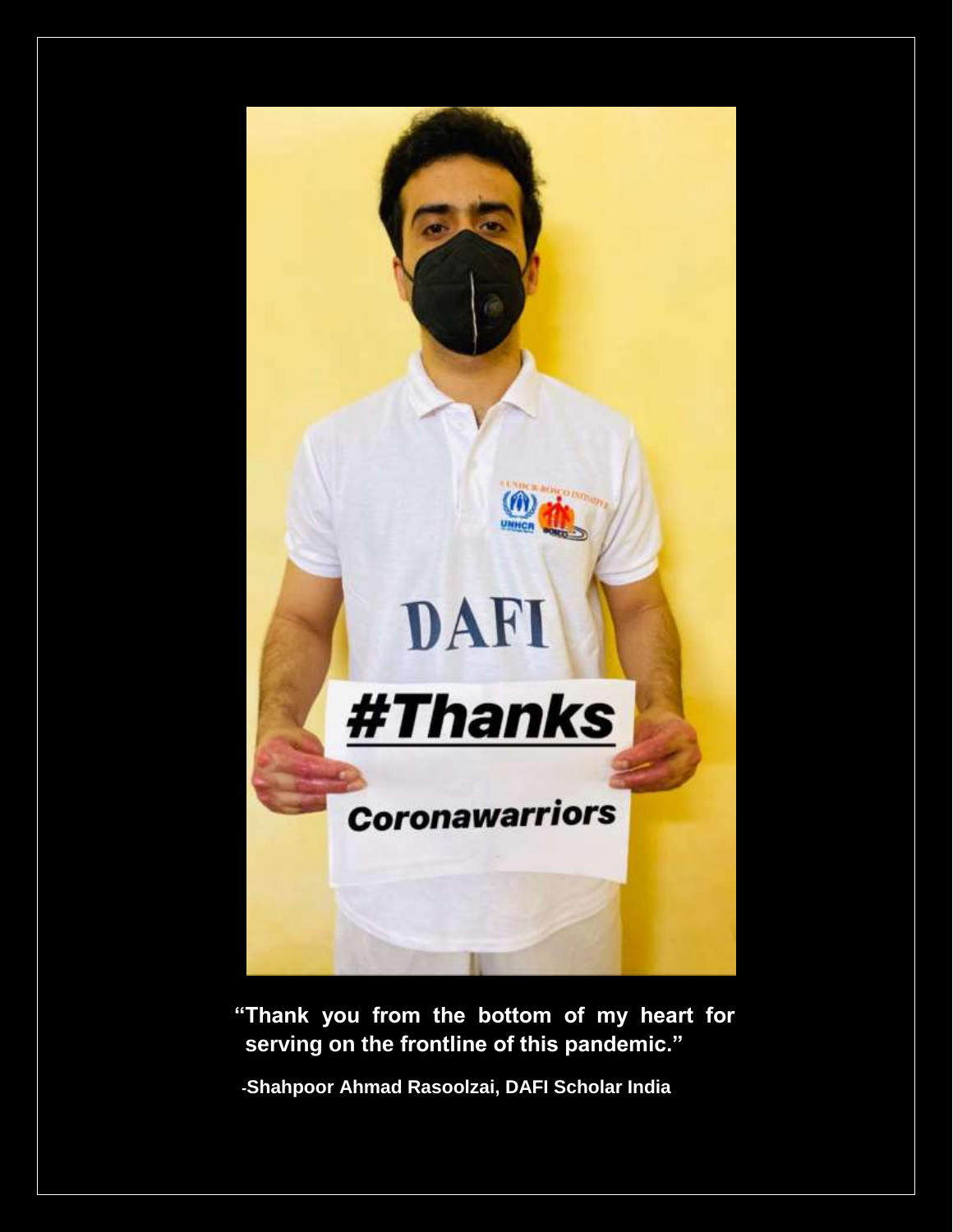**"Thank you from the bottom of my heart for serving on the frontline of this pandemic."**

-**Shahpoor Ahmad Rasoolzai, DAFI Scholar India**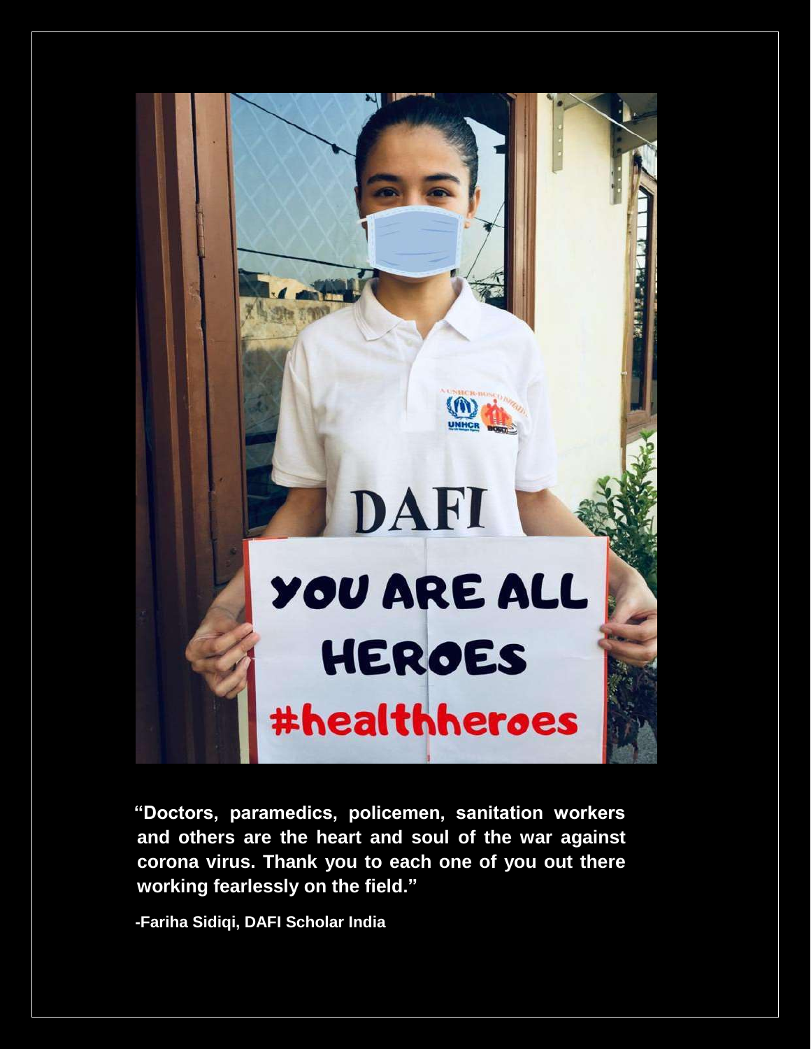**"Doctors, paramedics, policemen, sanitation workers and others are the heart and soul of the war against corona virus. Thank you to each one of you out there working fearlessly on the field."**

**-Fariha Sidiqi, DAFI Scholar India**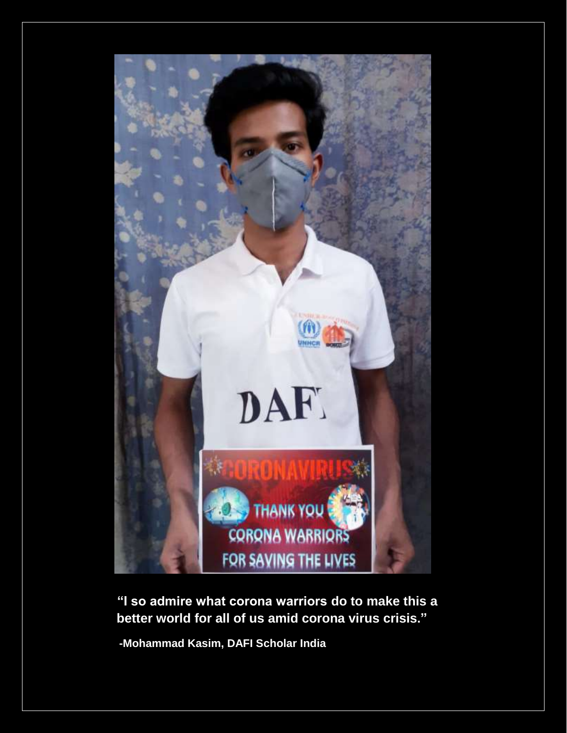**“I so admire what corona warriors do to make this a better world for all of us amid corona virus crisis.”**

**-Mohammad Kasim, DAFI Scholar India**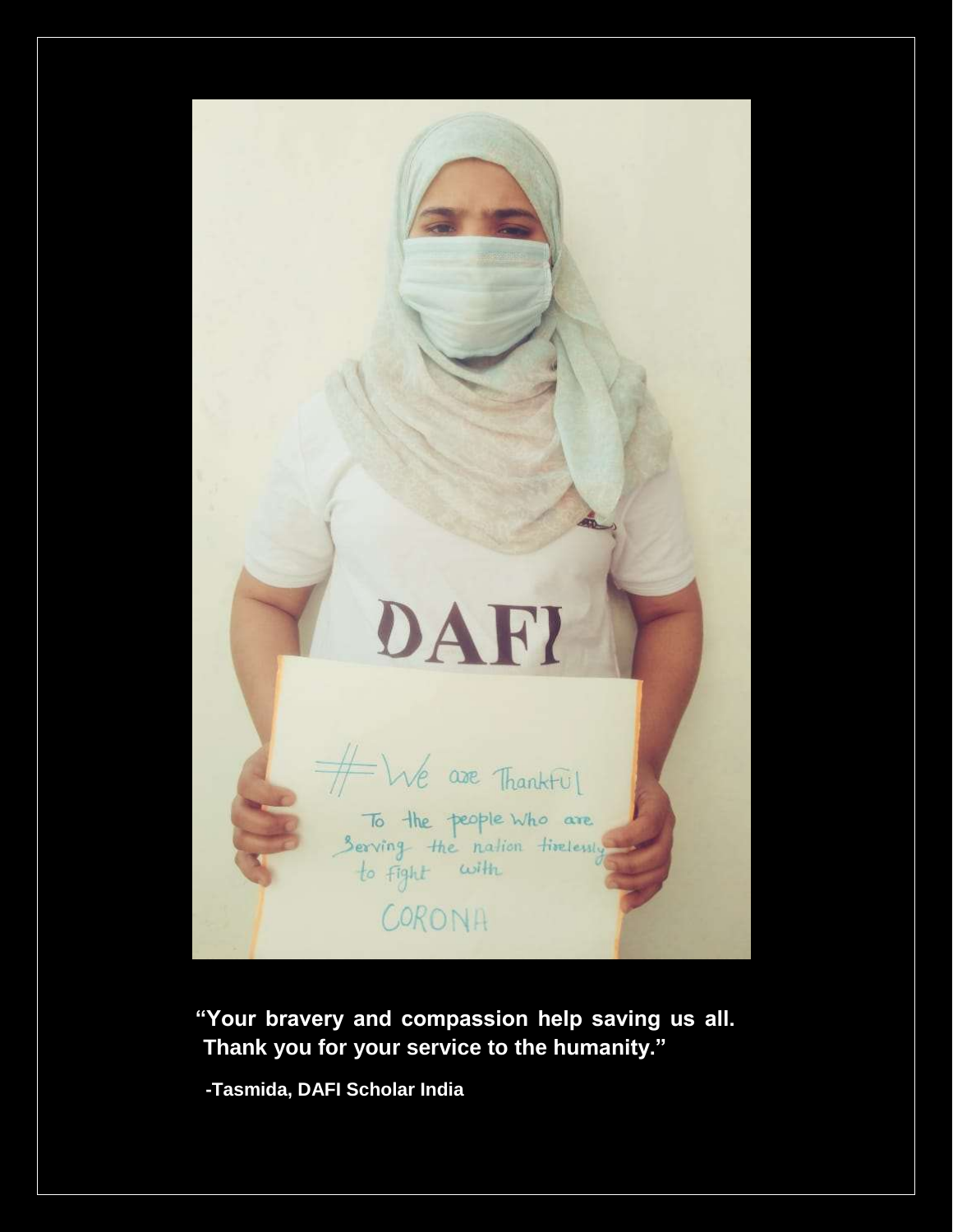"Your bravery and compassion help saving us all. Thank you for your service to the humanity."

-Tasmida, DAFI Scholar India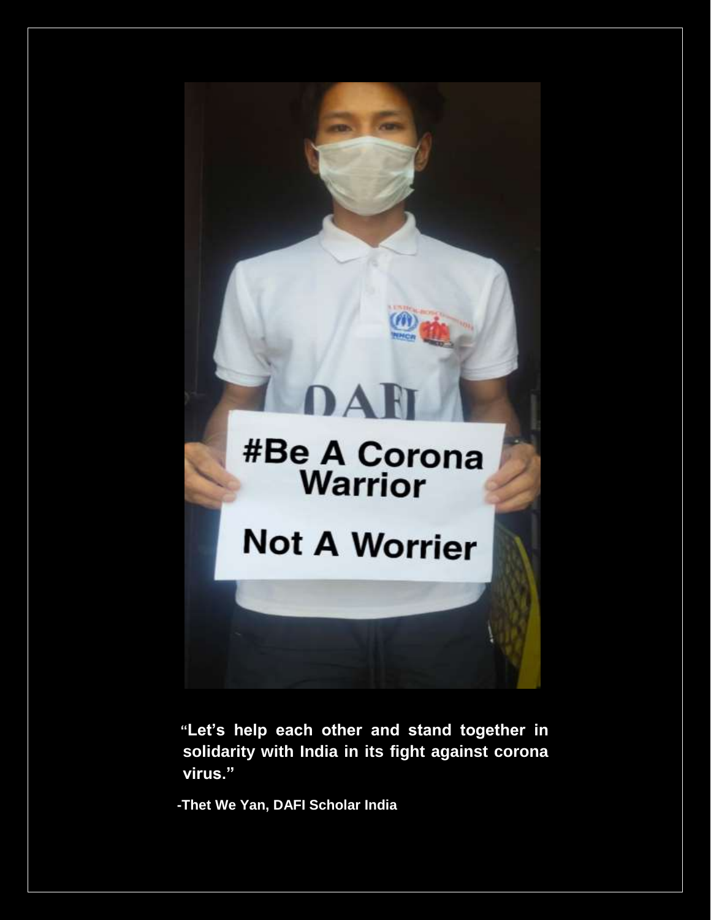**"Let's help each other and stand together in solidarity with India in its fight against corona virus."**

**-Thet We Yan, DAFI Scholar India**